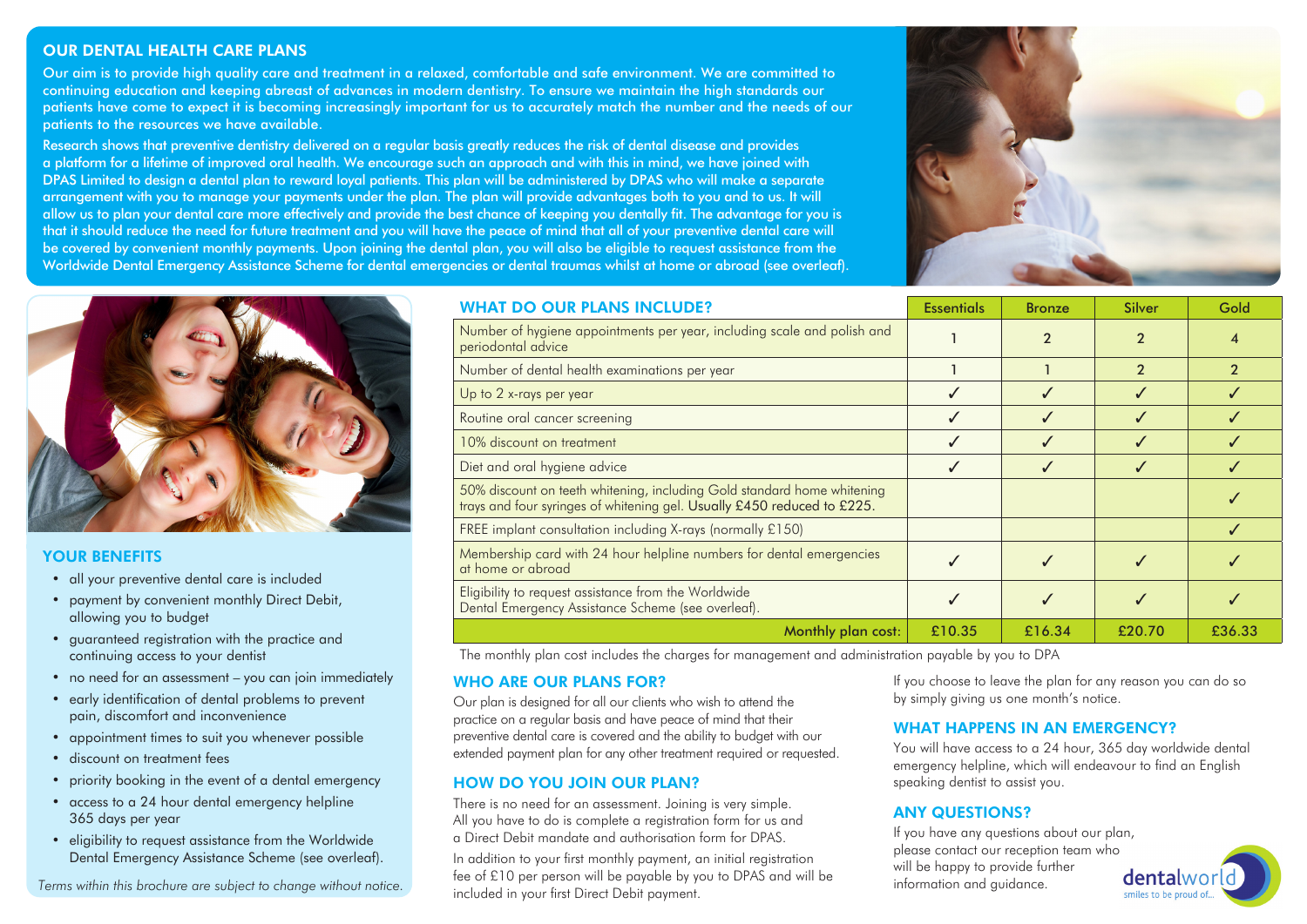## OUR DENTAL HEALTH CARE PLANS

Our aim is to provide high quality care and treatment in a relaxed, comfortable and safe environment. We are committed to continuing education and keeping abreast of advances in modern dentistry. To ensure we maintain the high standards our patients have come to expect it is becoming increasingly important for us to accurately match the number and the needs of our patients to the resources we have available.

Research shows that preventive dentistry delivered on a regular basis greatly reduces the risk of dental disease and provides a platform for a lifetime of improved oral health. We encourage such an approach and with this in mind, we have joined with DPAS Limited to design a dental plan to reward loyal patients. This plan will be administered by DPAS who will make a separate arrangement with you to manage your payments under the plan. The plan will provide advantages both to you and to us. It will allow us to plan your dental care more effectively and provide the best chance of keeping you dentally fit. The advantage for you is that it should reduce the need for future treatment and you will have the peace of mind that all of your preventive dental care will be covered by convenient monthly payments. Upon joining the dental plan, you will also be eligible to request assistance from the Worldwide Dental Emergency Assistance Scheme for dental emergencies or dental traumas whilst at home or abroad (see overleaf).

## YOUR BENEFITS

- all your preventive dental care is included
- payment by convenient monthly Direct Debit, allowing you to budget
- guaranteed registration with the practice and continuing access to your dentist
- no need for an assessment – you can join immediately
- early identification of dental problems to prevent pain, discomfort and inconvenience
- appointment times to suit you whenever possible
- discount on treatment fees
- priority booking in the event of a dental emergency
- access to a 24 hour dental emergency helpline 365 days per year
- eligibility to request assistance from the Worldwide Dental Emergency Assistance Scheme (see overleaf).

*Terms within this brochure are subject to change without notice.*

## WHAT DO OUR PLANS INCLUDE?

| WHAT DO OUR PLANS INCLUDE? | Essentials | Bronze | Silver | Gold |
|---|---|---|---|---|
| Number of hygiene appointments per year, including scale and polish and periodontal advice | 1 | 2 | 2 | 4 |
| Number of dental health examinations per year | 1 | 1 | 2 | 2 |
| Up to 2 x-rays per year | ✓ | ✓ | ✓ | ✓ |
| Routine oral cancer screening | ✓ | ✓ | ✓ | ✓ |
| 10% discount on treatment | ✓ | ✓ | ✓ | ✓ |
| Diet and oral hygiene advice | ✓ | ✓ | ✓ | ✓ |
| 50% discount on teeth whitening, including Gold standard home whitening trays and four syringes of whitening gel. Usually £450 reduced to £225. | | | | ✓ |
| FREE implant consultation including X-rays (normally £150) | | | | ✓ |
| Membership card with 24 hour helpline numbers for dental emergencies at home or abroad | ✓ | ✓ | ✓ | ✓ |
| Eligibility to request assistance from the Worldwide Dental Emergency Assistance Scheme (see overleaf). | ✓ | ✓ | ✓ | ✓ |
| **Monthly plan cost:** | **£10.35** | **£16.34** | **£20.70** | **£36.33** |

The monthly plan cost includes the charges for management and administration payable by you to DPA

## WHO ARE OUR PLANS FOR?

Our plan is designed for all our clients who wish to attend the practice on a regular basis and have peace of mind that their preventive dental care is covered and the ability to budget with our extended payment plan for any other treatment required or requested.

## HOW DO YOU JOIN OUR PLAN?

There is no need for an assessment. Joining is very simple. All you have to do is complete a registration form for us and a Direct Debit mandate and authorisation form for DPAS.

In addition to your first monthly payment, an initial registration fee of £10 per person will be payable by you to DPAS and will be included in your first Direct Debit payment.

If you choose to leave the plan for any reason you can do so by simply giving us one month's notice.

## WHAT HAPPENS IN AN EMERGENCY?

You will have access to a 24 hour, 365 day worldwide dental emergency helpline, which will endeavour to find an English speaking dentist to assist you.

## ANY QUESTIONS?

If you have any questions about our plan, please contact our reception team who will be happy to provide further information and guidance.

dentalworld
smiles to be proud of...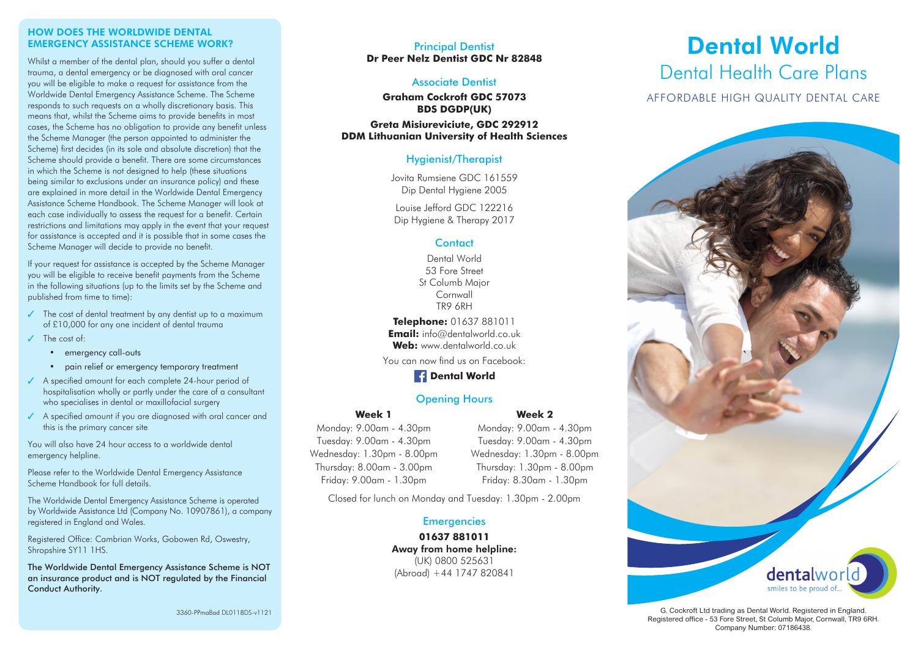## HOW DOES THE WORLDWIDE DENTAL EMERGENCY ASSISTANCE SCHEME WORK?

Whilst a member of the dental plan, should you suffer a dental trauma, a dental emergency or be diagnosed with oral cancer you will be eligible to make a request for assistance from the Worldwide Dental Emergency Assistance Scheme. The Scheme responds to such requests on a wholly discretionary basis. This means that, whilst the Scheme aims to provide benefits in most cases, the Scheme has no obligation to provide any benefit unless the Scheme Manager (the person appointed to administer the Scheme) first decides (in its sole and absolute discretion) that the Scheme should provide a benefit. There are some circumstances in which the Scheme is not designed to help (these situations being similar to exclusions under an insurance policy) and these are explained in more detail in the Worldwide Dental Emergency Assistance Scheme Handbook. The Scheme Manager will look at each case individually to assess the request for a benefit. Certain restrictions and limitations may apply in the event that your request for assistance is accepted and it is possible that in some cases the Scheme Manager will decide to provide no benefit.

If your request for assistance is accepted by the Scheme Manager you will be eligible to receive benefit payments from the Scheme in the following situations (up to the limits set by the Scheme and published from time to time):

- ✓ The cost of dental treatment by any dentist up to a maximum of £10,000 for any one incident of dental trauma
- ✓ The cost of:
  - emergency call-outs
  - pain relief or emergency temporary treatment
- ✓ A specified amount for each complete 24-hour period of hospitalisation wholly or partly under the care of a consultant who specialises in dental or maxillofacial surgery
- ✓ A specified amount if you are diagnosed with oral cancer and this is the primary cancer site

You will also have 24 hour access to a worldwide dental emergency helpline.

Please refer to the Worldwide Dental Emergency Assistance Scheme Handbook for full details.

The Worldwide Dental Emergency Assistance Scheme is operated by Worldwide Assistance Ltd (Company No. 10907861), a company registered in England and Wales.

Registered Office: Cambrian Works, Gobowen Rd, Oswestry, Shropshire SY11 1HS.

The Worldwide Dental Emergency Assistance Scheme is NOT an insurance product and is NOT regulated by the Financial Conduct Authority.

3360-PPmaBad DL0118DS-v1121

## Principal Dentist

**Dr Peer Nelz Dentist GDC Nr 82848**

## Associate Dentist

**Graham Cockroft GDC 57073**
**BDS DGDP(UK)**

**Greta Misiureviciute, GDC 292912**
**DDM Lithuanian University of Health Sciences**

## Hygienist/Therapist

Jovita Rumsiene GDC 161559
Dip Dental Hygiene 2005

Louise Jefford GDC 122216
Dip Hygiene & Therapy 2017

## Contact

Dental World
53 Fore Street
St Columb Major
Cornwall
TR9 6RH

**Telephone:** 01637 881011
**Email:** info@dentalworld.co.uk
**Web:** www.dentalworld.co.uk

You can now find us on Facebook:

**Dental World**

## Opening Hours

| Week 1 | Week 2 |
|---|---|
| Monday: 9.00am - 4.30pm | Monday: 9.00am - 4.30pm |
| Tuesday: 9.00am - 4.30pm | Tuesday: 9.00am - 4.30pm |
| Wednesday: 1.30pm - 8.00pm | Wednesday: 1.30pm - 8.00pm |
| Thursday: 8.00am - 3.00pm | Thursday: 1.30pm - 8.00pm |
| Friday: 9.00am - 1.30pm | Friday: 8.30am - 1.30pm |

Closed for lunch on Monday and Tuesday: 1.30pm - 2.00pm

## Emergencies

**01637 881011**
**Away from home helpline:**
(UK) 0800 525631
(Abroad) +44 1747 820841

# Dental World

## Dental Health Care Plans

AFFORDABLE HIGH QUALITY DENTAL CARE

dentalworld
smiles to be proud of...

G. Cockroft Ltd trading as Dental World. Registered in England.
Registered office - 53 Fore Street, St Columb Major, Cornwall, TR9 6RH.
Company Number: 07186438.